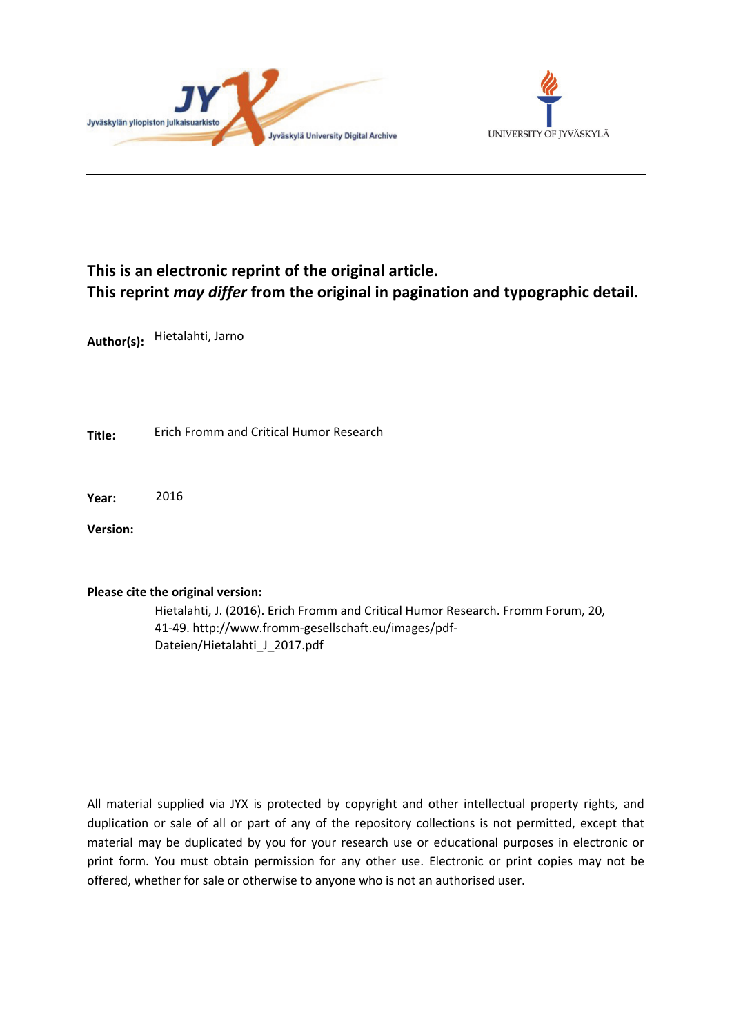Jyväskylän yliopiston julkaisuarkisto

Jyväskylä University Digital Archive

UNIVERSITY OF JYVÄSKYLÄ

**This is an electronic reprint of the original article.**
**This reprint *may differ* from the original in pagination and typographic detail.**

**Author(s):** Hietalahti, Jarno

**Title:** Erich Fromm and Critical Humor Research

**Year:** 2016

**Version:**

**Please cite the original version:**

Hietalahti, J. (2016). Erich Fromm and Critical Humor Research. Fromm Forum, 20, 41-49. http://www.fromm-gesellschaft.eu/images/pdf-Dateien/Hietalahti_J_2017.pdf

All material supplied via JYX is protected by copyright and other intellectual property rights, and duplication or sale of all or part of any of the repository collections is not permitted, except that material may be duplicated by you for your research use or educational purposes in electronic or print form. You must obtain permission for any other use. Electronic or print copies may not be offered, whether for sale or otherwise to anyone who is not an authorised user.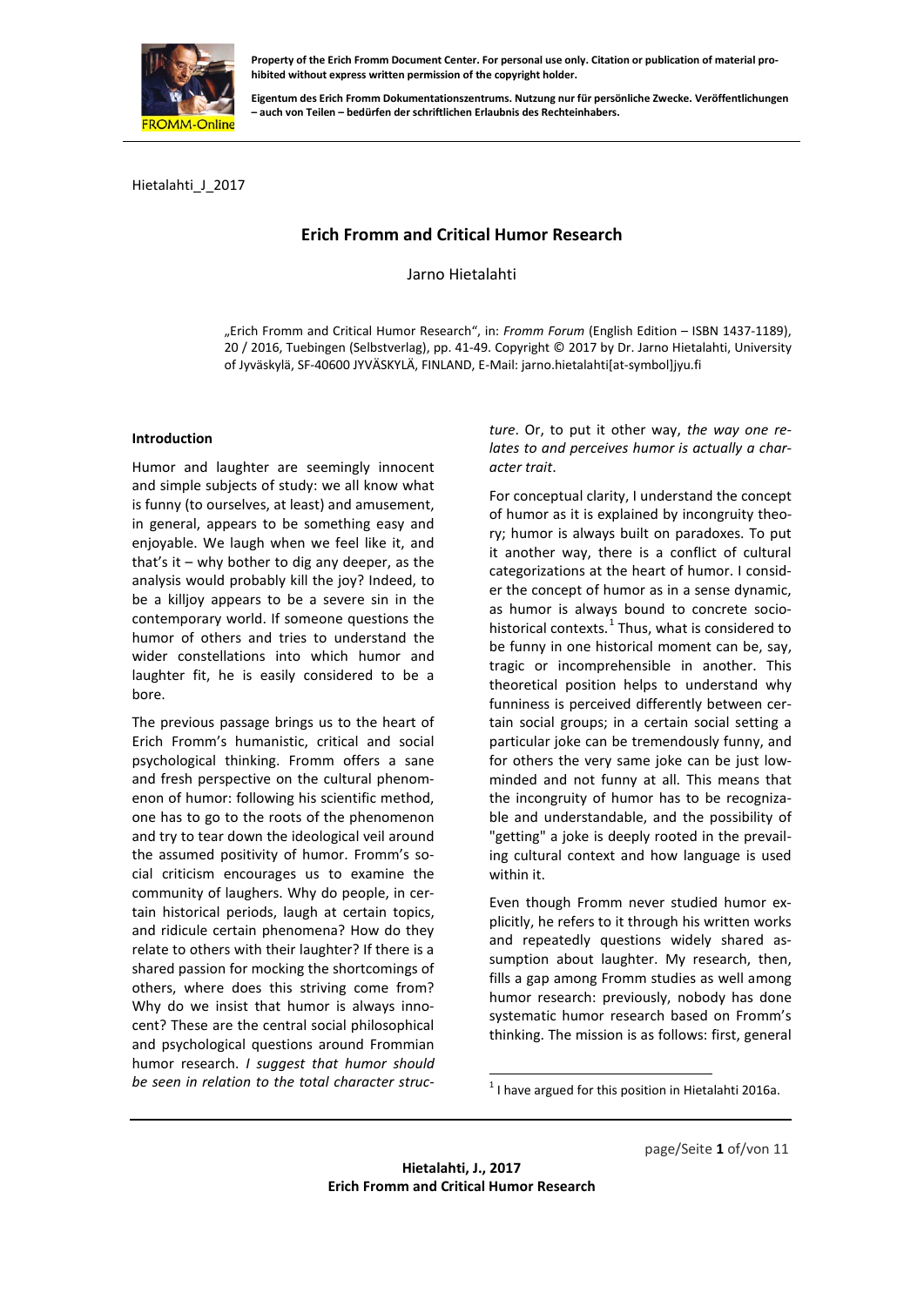Hietalahti_J_2017

# Erich Fromm and Critical Humor Research

Jarno Hietalahti

„Erich Fromm and Critical Humor Research", in: *Fromm Forum* (English Edition – ISBN 1437-1189), 20 / 2016, Tuebingen (Selbstverlag), pp. 41-49. Copyright © 2017 by Dr. Jarno Hietalahti, University of Jyväskylä, SF-40600 JYVÄSKYLÄ, FINLAND, E-Mail: jarno.hietalahti[at-symbol]jyu.fi

## Introduction

Humor and laughter are seemingly innocent and simple subjects of study: we all know what is funny (to ourselves, at least) and amusement, in general, appears to be something easy and enjoyable. We laugh when we feel like it, and that's it – why bother to dig any deeper, as the analysis would probably kill the joy? Indeed, to be a killjoy appears to be a severe sin in the contemporary world. If someone questions the humor of others and tries to understand the wider constellations into which humor and laughter fit, he is easily considered to be a bore.

The previous passage brings us to the heart of Erich Fromm's humanistic, critical and social psychological thinking. Fromm offers a sane and fresh perspective on the cultural phenomenon of humor: following his scientific method, one has to go to the roots of the phenomenon and try to tear down the ideological veil around the assumed positivity of humor. Fromm's social criticism encourages us to examine the community of laughers. Why do people, in certain historical periods, laugh at certain topics, and ridicule certain phenomena? How do they relate to others with their laughter? If there is a shared passion for mocking the shortcomings of others, where does this striving come from? Why do we insist that humor is always innocent? These are the central social philosophical and psychological questions around Frommian humor research. *I suggest that humor should be seen in relation to the total character structure*. Or, to put it other way, *the way one relates to and perceives humor is actually a character trait*.

For conceptual clarity, I understand the concept of humor as it is explained by incongruity theory; humor is always built on paradoxes. To put it another way, there is a conflict of cultural categorizations at the heart of humor. I consider the concept of humor as in a sense dynamic, as humor is always bound to concrete socio-historical contexts.[1] Thus, what is considered to be funny in one historical moment can be, say, tragic or incomprehensible in another. This theoretical position helps to understand why funniness is perceived differently between certain social groups; in a certain social setting a particular joke can be tremendously funny, and for others the very same joke can be just low-minded and not funny at all. This means that the incongruity of humor has to be recognizable and understandable, and the possibility of "getting" a joke is deeply rooted in the prevailing cultural context and how language is used within it.

Even though Fromm never studied humor explicitly, he refers to it through his written works and repeatedly questions widely shared assumption about laughter. My research, then, fills a gap among Fromm studies as well among humor research: previously, nobody has done systematic humor research based on Fromm's thinking. The mission is as follows: first, general

[1] I have argued for this position in Hietalahti 2016a.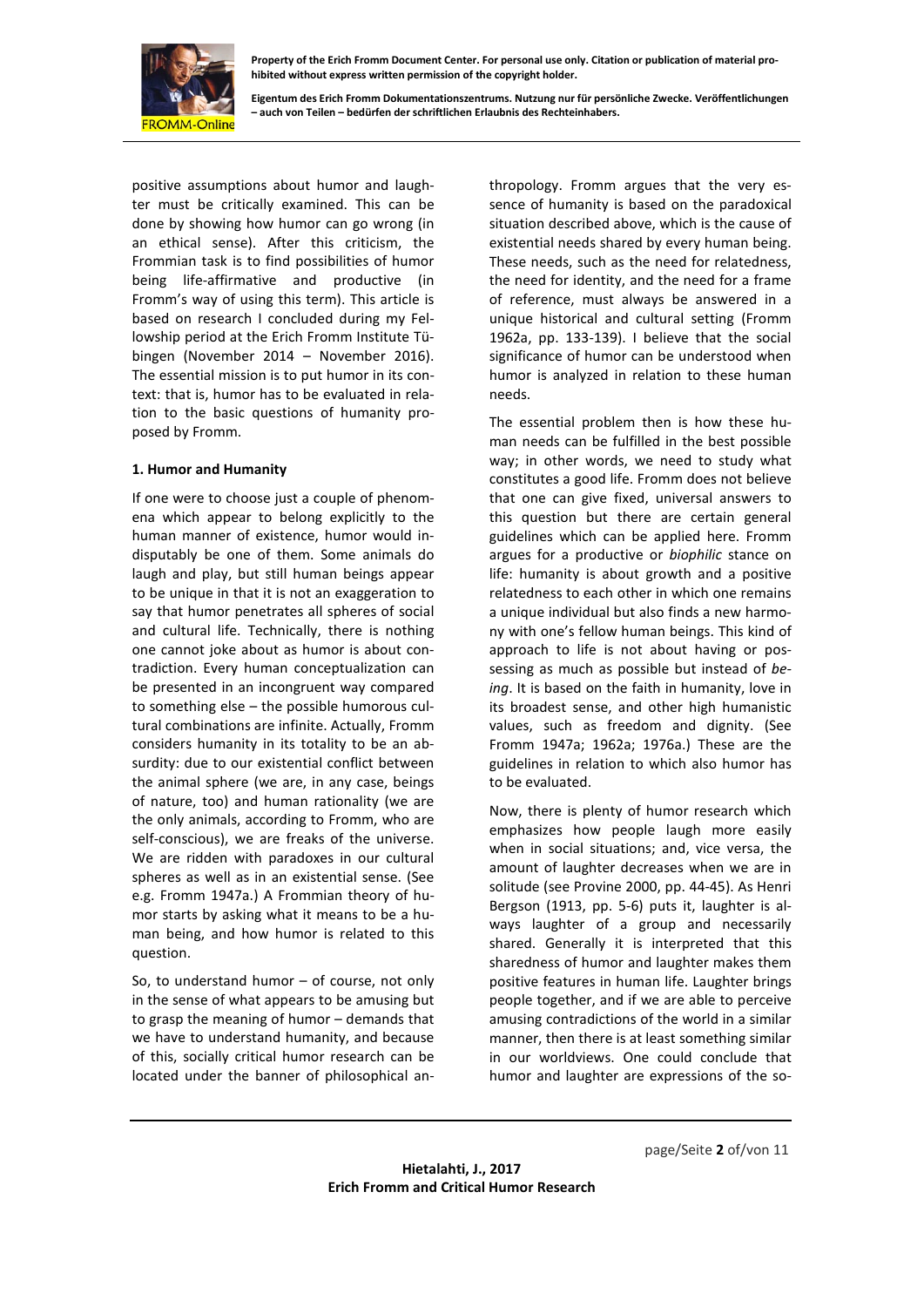positive assumptions about humor and laughter must be critically examined. This can be done by showing how humor can go wrong (in an ethical sense). After this criticism, the Frommian task is to find possibilities of humor being life-affirmative and productive (in Fromm's way of using this term). This article is based on research I concluded during my Fellowship period at the Erich Fromm Institute Tübingen (November 2014 – November 2016). The essential mission is to put humor in its context: that is, humor has to be evaluated in relation to the basic questions of humanity proposed by Fromm.

**1. Humor and Humanity**

If one were to choose just a couple of phenomena which appear to belong explicitly to the human manner of existence, humor would indisputably be one of them. Some animals do laugh and play, but still human beings appear to be unique in that it is not an exaggeration to say that humor penetrates all spheres of social and cultural life. Technically, there is nothing one cannot joke about as humor is about contradiction. Every human conceptualization can be presented in an incongruent way compared to something else – the possible humorous cultural combinations are infinite. Actually, Fromm considers humanity in its totality to be an absurdity: due to our existential conflict between the animal sphere (we are, in any case, beings of nature, too) and human rationality (we are the only animals, according to Fromm, who are self-conscious), we are freaks of the universe. We are ridden with paradoxes in our cultural spheres as well as in an existential sense. (See e.g. Fromm 1947a.) A Frommian theory of humor starts by asking what it means to be a human being, and how humor is related to this question.

So, to understand humor – of course, not only in the sense of what appears to be amusing but to grasp the meaning of humor – demands that we have to understand humanity, and because of this, socially critical humor research can be located under the banner of philosophical anthropology. Fromm argues that the very essence of humanity is based on the paradoxical situation described above, which is the cause of existential needs shared by every human being. These needs, such as the need for relatedness, the need for identity, and the need for a frame of reference, must always be answered in a unique historical and cultural setting (Fromm 1962a, pp. 133-139). I believe that the social significance of humor can be understood when humor is analyzed in relation to these human needs.

The essential problem then is how these human needs can be fulfilled in the best possible way; in other words, we need to study what constitutes a good life. Fromm does not believe that one can give fixed, universal answers to this question but there are certain general guidelines which can be applied here. Fromm argues for a productive or *biophilic* stance on life: humanity is about growth and a positive relatedness to each other in which one remains a unique individual but also finds a new harmony with one's fellow human beings. This kind of approach to life is not about having or possessing as much as possible but instead of *being*. It is based on the faith in humanity, love in its broadest sense, and other high humanistic values, such as freedom and dignity. (See Fromm 1947a; 1962a; 1976a.) These are the guidelines in relation to which also humor has to be evaluated.

Now, there is plenty of humor research which emphasizes how people laugh more easily when in social situations; and, vice versa, the amount of laughter decreases when we are in solitude (see Provine 2000, pp. 44-45). As Henri Bergson (1913, pp. 5-6) puts it, laughter is always laughter of a group and necessarily shared. Generally it is interpreted that this sharedness of humor and laughter makes them positive features in human life. Laughter brings people together, and if we are able to perceive amusing contradictions of the world in a similar manner, then there is at least something similar in our worldviews. One could conclude that humor and laughter are expressions of the so-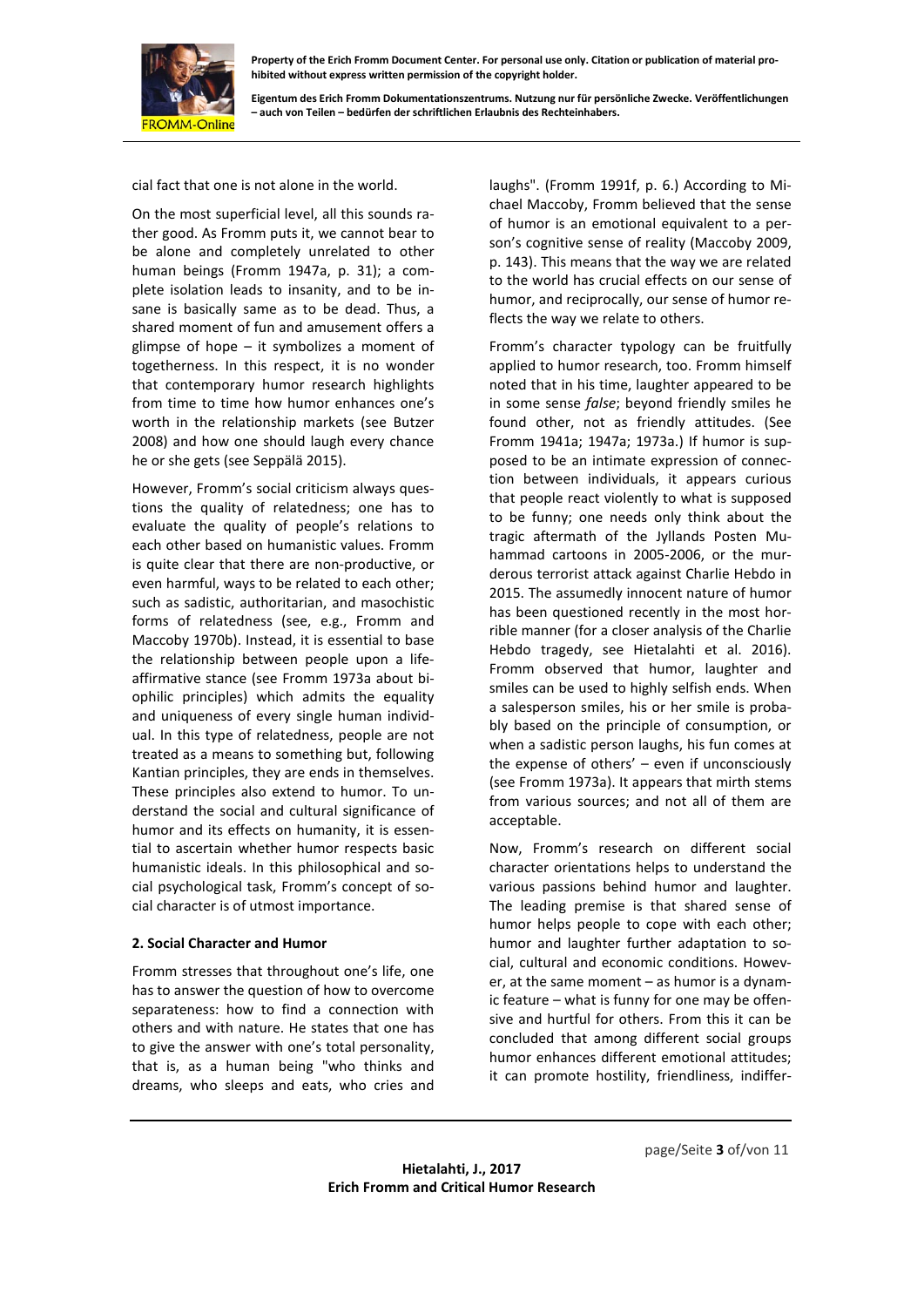cial fact that one is not alone in the world.

On the most superficial level, all this sounds rather good. As Fromm puts it, we cannot bear to be alone and completely unrelated to other human beings (Fromm 1947a, p. 31); a complete isolation leads to insanity, and to be insane is basically same as to be dead. Thus, a shared moment of fun and amusement offers a glimpse of hope – it symbolizes a moment of togetherness. In this respect, it is no wonder that contemporary humor research highlights from time to time how humor enhances one's worth in the relationship markets (see Butzer 2008) and how one should laugh every chance he or she gets (see Seppälä 2015).

However, Fromm's social criticism always questions the quality of relatedness; one has to evaluate the quality of people's relations to each other based on humanistic values. Fromm is quite clear that there are non-productive, or even harmful, ways to be related to each other; such as sadistic, authoritarian, and masochistic forms of relatedness (see, e.g., Fromm and Maccoby 1970b). Instead, it is essential to base the relationship between people upon a life-affirmative stance (see Fromm 1973a about biophilic principles) which admits the equality and uniqueness of every single human individual. In this type of relatedness, people are not treated as a means to something but, following Kantian principles, they are ends in themselves. These principles also extend to humor. To understand the social and cultural significance of humor and its effects on humanity, it is essential to ascertain whether humor respects basic humanistic ideals. In this philosophical and social psychological task, Fromm's concept of social character is of utmost importance.

## 2. Social Character and Humor

Fromm stresses that throughout one's life, one has to answer the question of how to overcome separateness: how to find a connection with others and with nature. He states that one has to give the answer with one's total personality, that is, as a human being "who thinks and dreams, who sleeps and eats, who cries and laughs". (Fromm 1991f, p. 6.) According to Michael Maccoby, Fromm believed that the sense of humor is an emotional equivalent to a person's cognitive sense of reality (Maccoby 2009, p. 143). This means that the way we are related to the world has crucial effects on our sense of humor, and reciprocally, our sense of humor reflects the way we relate to others.

Fromm's character typology can be fruitfully applied to humor research, too. Fromm himself noted that in his time, laughter appeared to be in some sense *false*; beyond friendly smiles he found other, not as friendly attitudes. (See Fromm 1941a; 1947a; 1973a.) If humor is supposed to be an intimate expression of connection between individuals, it appears curious that people react violently to what is supposed to be funny; one needs only think about the tragic aftermath of the Jyllands Posten Muhammad cartoons in 2005-2006, or the murderous terrorist attack against Charlie Hebdo in 2015. The assumedly innocent nature of humor has been questioned recently in the most horrible manner (for a closer analysis of the Charlie Hebdo tragedy, see Hietalahti et al. 2016). Fromm observed that humor, laughter and smiles can be used to highly selfish ends. When a salesperson smiles, his or her smile is probably based on the principle of consumption, or when a sadistic person laughs, his fun comes at the expense of others' – even if unconsciously (see Fromm 1973a). It appears that mirth stems from various sources; and not all of them are acceptable.

Now, Fromm's research on different social character orientations helps to understand the various passions behind humor and laughter. The leading premise is that shared sense of humor helps people to cope with each other; humor and laughter further adaptation to social, cultural and economic conditions. However, at the same moment – as humor is a dynamic feature – what is funny for one may be offensive and hurtful for others. From this it can be concluded that among different social groups humor enhances different emotional attitudes; it can promote hostility, friendliness, indiffer-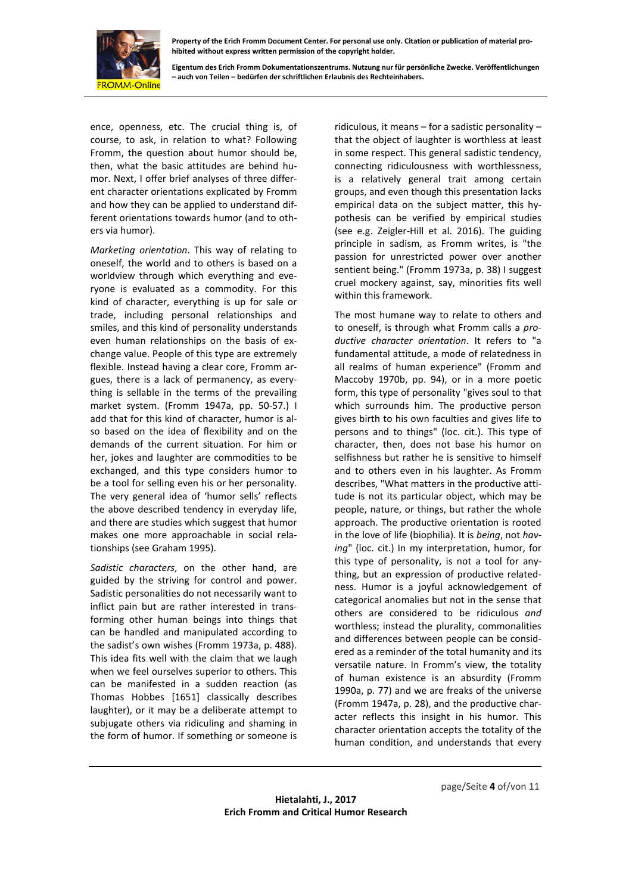ence, openness, etc. The crucial thing is, of course, to ask, in relation to what? Following Fromm, the question about humor should be, then, what the basic attitudes are behind humor. Next, I offer brief analyses of three different character orientations explicated by Fromm and how they can be applied to understand different orientations towards humor (and to others via humor).

*Marketing orientation*. This way of relating to oneself, the world and to others is based on a worldview through which everything and everyone is evaluated as a commodity. For this kind of character, everything is up for sale or trade, including personal relationships and smiles, and this kind of personality understands even human relationships on the basis of exchange value. People of this type are extremely flexible. Instead having a clear core, Fromm argues, there is a lack of permanency, as everything is sellable in the terms of the prevailing market system. (Fromm 1947a, pp. 50-57.) I add that for this kind of character, humor is also based on the idea of flexibility and on the demands of the current situation. For him or her, jokes and laughter are commodities to be exchanged, and this type considers humor to be a tool for selling even his or her personality. The very general idea of 'humor sells' reflects the above described tendency in everyday life, and there are studies which suggest that humor makes one more approachable in social relationships (see Graham 1995).

*Sadistic characters*, on the other hand, are guided by the striving for control and power. Sadistic personalities do not necessarily want to inflict pain but are rather interested in transforming other human beings into things that can be handled and manipulated according to the sadist's own wishes (Fromm 1973a, p. 488). This idea fits well with the claim that we laugh when we feel ourselves superior to others. This can be manifested in a sudden reaction (as Thomas Hobbes [1651] classically describes laughter), or it may be a deliberate attempt to subjugate others via ridiculing and shaming in the form of humor. If something or someone is ridiculous, it means – for a sadistic personality – that the object of laughter is worthless at least in some respect. This general sadistic tendency, connecting ridiculousness with worthlessness, is a relatively general trait among certain groups, and even though this presentation lacks empirical data on the subject matter, this hypothesis can be verified by empirical studies (see e.g. Zeigler-Hill et al. 2016). The guiding principle in sadism, as Fromm writes, is "the passion for unrestricted power over another sentient being." (Fromm 1973a, p. 38) I suggest cruel mockery against, say, minorities fits well within this framework.

The most humane way to relate to others and to oneself, is through what Fromm calls a *productive character orientation*. It refers to "a fundamental attitude, a mode of relatedness in all realms of human experience" (Fromm and Maccoby 1970b, pp. 94), or in a more poetic form, this type of personality "gives soul to that which surrounds him. The productive person gives birth to his own faculties and gives life to persons and to things" (loc. cit.). This type of character, then, does not base his humor on selfishness but rather he is sensitive to himself and to others even in his laughter. As Fromm describes, "What matters in the productive attitude is not its particular object, which may be people, nature, or things, but rather the whole approach. The productive orientation is rooted in the love of life (biophilia). It is *being*, not *having*" (loc. cit.) In my interpretation, humor, for this type of personality, is not a tool for anything, but an expression of productive relatedness. Humor is a joyful acknowledgement of categorical anomalies but not in the sense that others are considered to be ridiculous *and* worthless; instead the plurality, commonalities and differences between people can be considered as a reminder of the total humanity and its versatile nature. In Fromm's view, the totality of human existence is an absurdity (Fromm 1990a, p. 77) and we are freaks of the universe (Fromm 1947a, p. 28), and the productive character reflects this insight in his humor. This character orientation accepts the totality of the human condition, and understands that every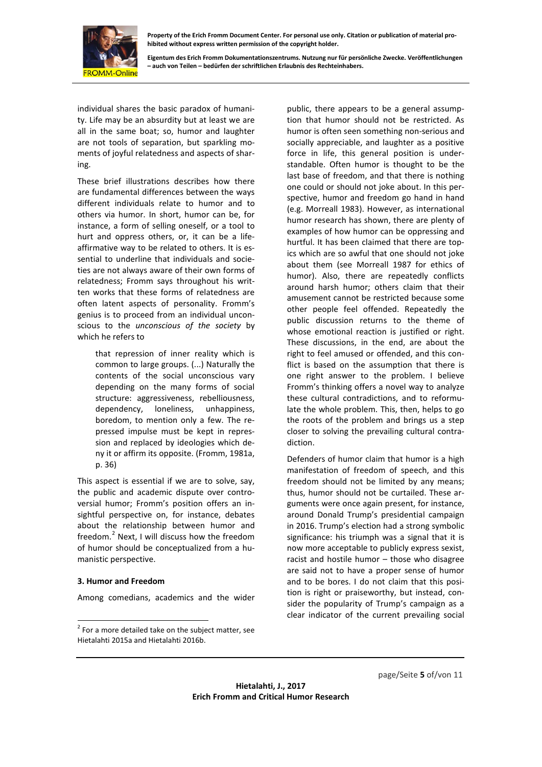individual shares the basic paradox of humanity. Life may be an absurdity but at least we are all in the same boat; so, humor and laughter are not tools of separation, but sparkling moments of joyful relatedness and aspects of sharing.

These brief illustrations describes how there are fundamental differences between the ways different individuals relate to humor and to others via humor. In short, humor can be, for instance, a form of selling oneself, or a tool to hurt and oppress others, or, it can be a life-affirmative way to be related to others. It is essential to underline that individuals and societies are not always aware of their own forms of relatedness; Fromm says throughout his written works that these forms of relatedness are often latent aspects of personality. Fromm's genius is to proceed from an individual unconscious to the *unconscious of the society* by which he refers to

> that repression of inner reality which is common to large groups. (...) Naturally the contents of the social unconscious vary depending on the many forms of social structure: aggressiveness, rebelliousness, dependency, loneliness, unhappiness, boredom, to mention only a few. The repressed impulse must be kept in repression and replaced by ideologies which deny it or affirm its opposite. (Fromm, 1981a, p. 36)

This aspect is essential if we are to solve, say, the public and academic dispute over controversial humor; Fromm's position offers an insightful perspective on, for instance, debates about the relationship between humor and freedom.[2] Next, I will discuss how the freedom of humor should be conceptualized from a humanistic perspective.

### 3. Humor and Freedom

Among comedians, academics and the wider public, there appears to be a general assumption that humor should not be restricted. As humor is often seen something non-serious and socially appreciable, and laughter as a positive force in life, this general position is understandable. Often humor is thought to be the last base of freedom, and that there is nothing one could or should not joke about. In this perspective, humor and freedom go hand in hand (e.g. Morreall 1983). However, as international humor research has shown, there are plenty of examples of how humor can be oppressing and hurtful. It has been claimed that there are topics which are so awful that one should not joke about them (see Morreall 1987 for ethics of humor). Also, there are repeatedly conflicts around harsh humor; others claim that their amusement cannot be restricted because some other people feel offended. Repeatedly the public discussion returns to the theme of whose emotional reaction is justified or right. These discussions, in the end, are about the right to feel amused or offended, and this conflict is based on the assumption that there is one right answer to the problem. I believe Fromm's thinking offers a novel way to analyze these cultural contradictions, and to reformulate the whole problem. This, then, helps to go the roots of the problem and brings us a step closer to solving the prevailing cultural contradiction.

Defenders of humor claim that humor is a high manifestation of freedom of speech, and this freedom should not be limited by any means; thus, humor should not be curtailed. These arguments were once again present, for instance, around Donald Trump's presidential campaign in 2016. Trump's election had a strong symbolic significance: his triumph was a signal that it is now more acceptable to publicly express sexist, racist and hostile humor – those who disagree are said not to have a proper sense of humor and to be bores. I do not claim that this position is right or praiseworthy, but instead, consider the popularity of Trump's campaign as a clear indicator of the current prevailing social

[2] For a more detailed take on the subject matter, see Hietalahti 2015a and Hietalahti 2016b.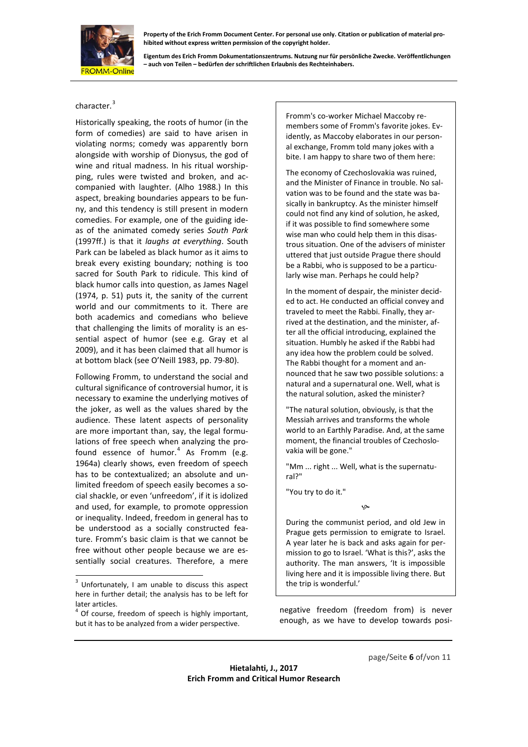character.[3]

Historically speaking, the roots of humor (in the form of comedies) are said to have arisen in violating norms; comedy was apparently born alongside with worship of Dionysus, the god of wine and ritual madness. In his ritual worshipping, rules were twisted and broken, and accompanied with laughter. (Alho 1988.) In this aspect, breaking boundaries appears to be funny, and this tendency is still present in modern comedies. For example, one of the guiding ideas of the animated comedy series *South Park* (1997ff.) is that it *laughs at everything*. South Park can be labeled as black humor as it aims to break every existing boundary; nothing is too sacred for South Park to ridicule. This kind of black humor calls into question, as James Nagel (1974, p. 51) puts it, the sanity of the current world and our commitments to it. There are both academics and comedians who believe that challenging the limits of morality is an essential aspect of humor (see e.g. Gray et al 2009), and it has been claimed that all humor is at bottom black (see O'Neill 1983, pp. 79-80).

Following Fromm, to understand the social and cultural significance of controversial humor, it is necessary to examine the underlying motives of the joker, as well as the values shared by the audience. These latent aspects of personality are more important than, say, the legal formulations of free speech when analyzing the profound essence of humor.[4] As Fromm (e.g. 1964a) clearly shows, even freedom of speech has to be contextualized; an absolute and unlimited freedom of speech easily becomes a social shackle, or even 'unfreedom', if it is idolized and used, for example, to promote oppression or inequality. Indeed, freedom in general has to be understood as a socially constructed feature. Fromm's basic claim is that we cannot be free without other people because we are essentially social creatures. Therefore, a mere negative freedom (freedom from) is never enough, as we have to develop towards posi-

> Fromm's co-worker Michael Maccoby remembers some of Fromm's favorite jokes. Evidently, as Maccoby elaborates in our personal exchange, Fromm told many jokes with a bite. I am happy to share two of them here:
>
> The economy of Czechoslovakia was ruined, and the Minister of Finance in trouble. No salvation was to be found and the state was basically in bankruptcy. As the minister himself could not find any kind of solution, he asked, if it was possible to find somewhere some wise man who could help them in this disastrous situation. One of the advisers of minister uttered that just outside Prague there should be a Rabbi, who is supposed to be a particularly wise man. Perhaps he could help?
>
> In the moment of despair, the minister decided to act. He conducted an official convey and traveled to meet the Rabbi. Finally, they arrived at the destination, and the minister, after all the official introducing, explained the situation. Humbly he asked if the Rabbi had any idea how the problem could be solved. The Rabbi thought for a moment and announced that he saw two possible solutions: a natural and a supernatural one. Well, what is the natural solution, asked the minister?
>
> "The natural solution, obviously, is that the Messiah arrives and transforms the whole world to an Earthly Paradise. And, at the same moment, the financial troubles of Czechoslovakia will be gone."
>
> "Mm ... right ... Well, what is the supernatural?"
>
> "You try to do it."
>
> ⁂
>
> During the communist period, and old Jew in Prague gets permission to emigrate to Israel. A year later he is back and asks again for permission to go to Israel. 'What is this?', asks the authority. The man answers, 'It is impossible living here and it is impossible living there. But the trip is wonderful.'

---

[3] Unfortunately, I am unable to discuss this aspect here in further detail; the analysis has to be left for later articles.

[4] Of course, freedom of speech is highly important, but it has to be analyzed from a wider perspective.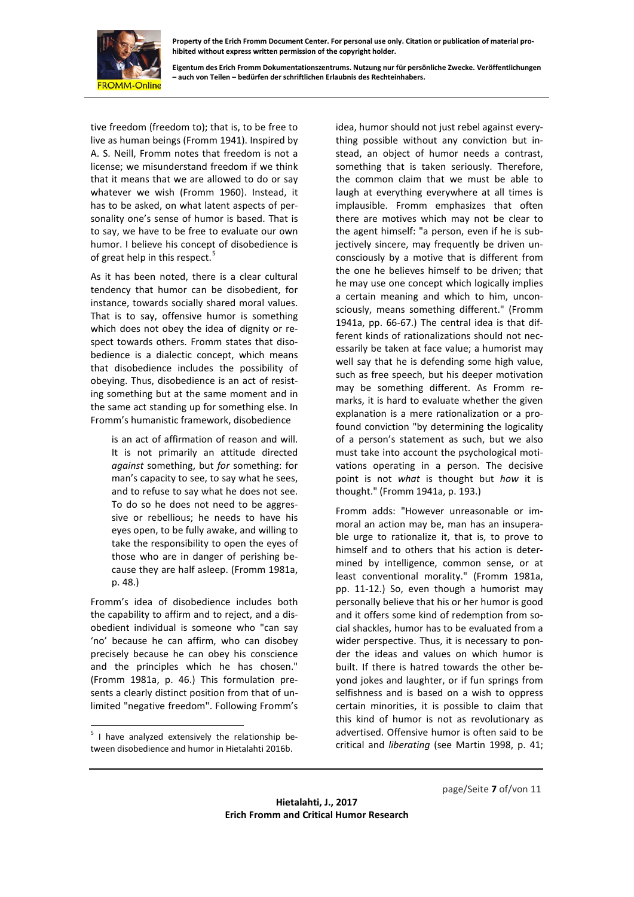tive freedom (freedom to); that is, to be free to live as human beings (Fromm 1941). Inspired by A. S. Neill, Fromm notes that freedom is not a license; we misunderstand freedom if we think that it means that we are allowed to do or say whatever we wish (Fromm 1960). Instead, it has to be asked, on what latent aspects of personality one's sense of humor is based. That is to say, we have to be free to evaluate our own humor. I believe his concept of disobedience is of great help in this respect.[5]

As it has been noted, there is a clear cultural tendency that humor can be disobedient, for instance, towards socially shared moral values. That is to say, offensive humor is something which does not obey the idea of dignity or respect towards others. Fromm states that disobedience is a dialectic concept, which means that disobedience includes the possibility of obeying. Thus, disobedience is an act of resisting something but at the same moment and in the same act standing up for something else. In Fromm's humanistic framework, disobedience

> is an act of affirmation of reason and will. It is not primarily an attitude directed *against* something, but *for* something: for man's capacity to see, to say what he sees, and to refuse to say what he does not see. To do so he does not need to be aggressive or rebellious; he needs to have his eyes open, to be fully awake, and willing to take the responsibility to open the eyes of those who are in danger of perishing because they are half asleep. (Fromm 1981a, p. 48.)

Fromm's idea of disobedience includes both the capability to affirm and to reject, and a disobedient individual is someone who "can say 'no' because he can affirm, who can disobey precisely because he can obey his conscience and the principles which he has chosen." (Fromm 1981a, p. 46.) This formulation presents a clearly distinct position from that of unlimited "negative freedom". Following Fromm's idea, humor should not just rebel against everything possible without any conviction but instead, an object of humor needs a contrast, something that is taken seriously. Therefore, the common claim that we must be able to laugh at everything everywhere at all times is implausible. Fromm emphasizes that often there are motives which may not be clear to the agent himself: "a person, even if he is subjectively sincere, may frequently be driven unconsciously by a motive that is different from the one he believes himself to be driven; that he may use one concept which logically implies a certain meaning and which to him, unconsciously, means something different." (Fromm 1941a, pp. 66-67.) The central idea is that different kinds of rationalizations should not necessarily be taken at face value; a humorist may well say that he is defending some high value, such as free speech, but his deeper motivation may be something different. As Fromm remarks, it is hard to evaluate whether the given explanation is a mere rationalization or a profound conviction "by determining the logicality of a person's statement as such, but we also must take into account the psychological motivations operating in a person. The decisive point is not *what* is thought but *how* it is thought." (Fromm 1941a, p. 193.)

Fromm adds: "However unreasonable or immoral an action may be, man has an insuperable urge to rationalize it, that is, to prove to himself and to others that his action is determined by intelligence, common sense, or at least conventional morality." (Fromm 1981a, pp. 11-12.) So, even though a humorist may personally believe that his or her humor is good and it offers some kind of redemption from social shackles, humor has to be evaluated from a wider perspective. Thus, it is necessary to ponder the ideas and values on which humor is built. If there is hatred towards the other beyond jokes and laughter, or if fun springs from selfishness and is based on a wish to oppress certain minorities, it is possible to claim that this kind of humor is not as revolutionary as advertised. Offensive humor is often said to be critical and *liberating* (see Martin 1998, p. 41;

---

[5] I have analyzed extensively the relationship between disobedience and humor in Hietalahti 2016b.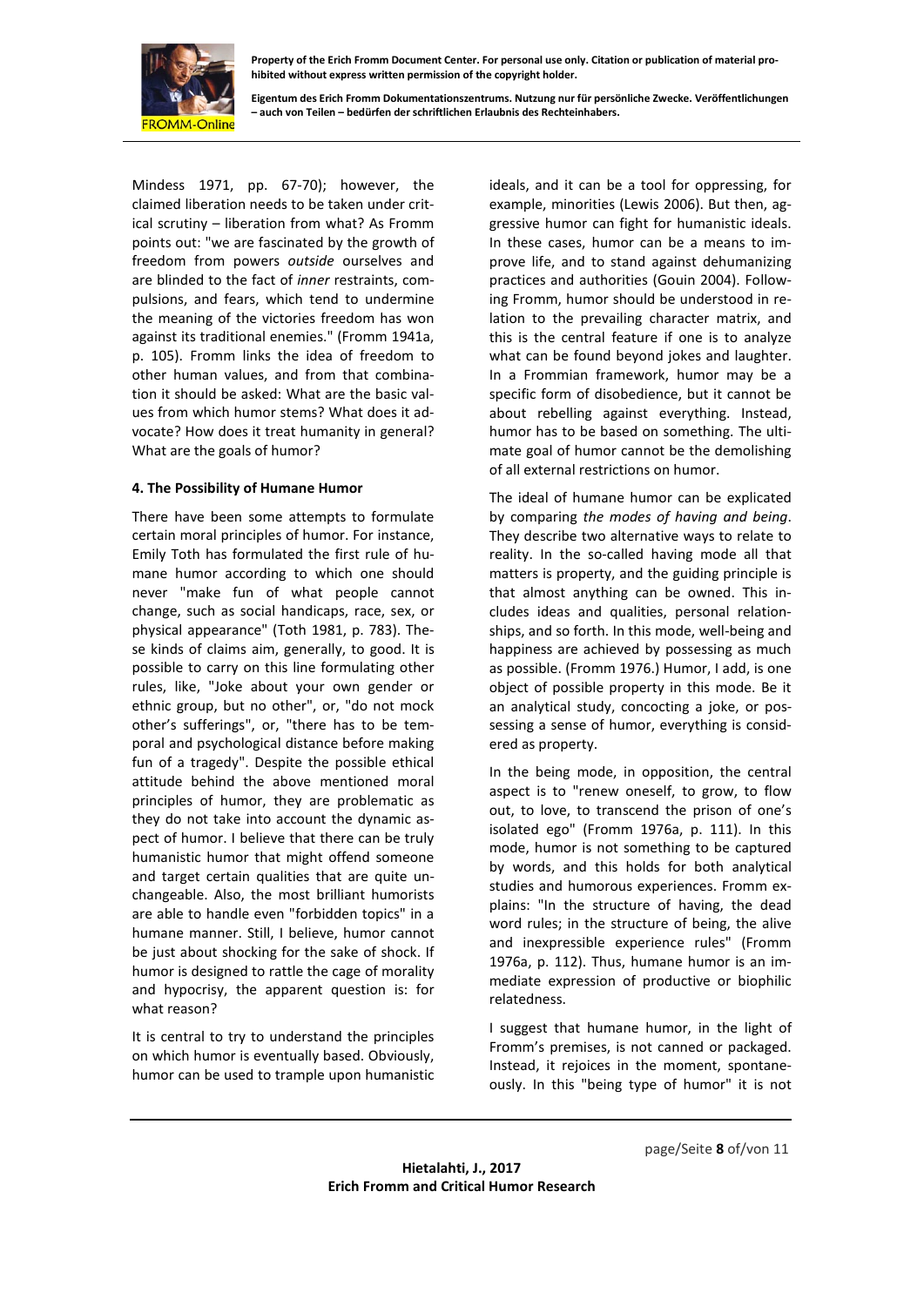Mindess 1971, pp. 67-70); however, the claimed liberation needs to be taken under critical scrutiny – liberation from what? As Fromm points out: "we are fascinated by the growth of freedom from powers *outside* ourselves and are blinded to the fact of *inner* restraints, compulsions, and fears, which tend to undermine the meaning of the victories freedom has won against its traditional enemies." (Fromm 1941a, p. 105). Fromm links the idea of freedom to other human values, and from that combination it should be asked: What are the basic values from which humor stems? What does it advocate? How does it treat humanity in general? What are the goals of humor?

### 4. The Possibility of Humane Humor

There have been some attempts to formulate certain moral principles of humor. For instance, Emily Toth has formulated the first rule of humane humor according to which one should never "make fun of what people cannot change, such as social handicaps, race, sex, or physical appearance" (Toth 1981, p. 783). These kinds of claims aim, generally, to good. It is possible to carry on this line formulating other rules, like, "Joke about your own gender or ethnic group, but no other", or, "do not mock other's sufferings", or, "there has to be temporal and psychological distance before making fun of a tragedy". Despite the possible ethical attitude behind the above mentioned moral principles of humor, they are problematic as they do not take into account the dynamic aspect of humor. I believe that there can be truly humanistic humor that might offend someone and target certain qualities that are quite unchangeable. Also, the most brilliant humorists are able to handle even "forbidden topics" in a humane manner. Still, I believe, humor cannot be just about shocking for the sake of shock. If humor is designed to rattle the cage of morality and hypocrisy, the apparent question is: for what reason?

It is central to try to understand the principles on which humor is eventually based. Obviously, humor can be used to trample upon humanistic ideals, and it can be a tool for oppressing, for example, minorities (Lewis 2006). But then, aggressive humor can fight for humanistic ideals. In these cases, humor can be a means to improve life, and to stand against dehumanizing practices and authorities (Gouin 2004). Following Fromm, humor should be understood in relation to the prevailing character matrix, and this is the central feature if one is to analyze what can be found beyond jokes and laughter. In a Frommian framework, humor may be a specific form of disobedience, but it cannot be about rebelling against everything. Instead, humor has to be based on something. The ultimate goal of humor cannot be the demolishing of all external restrictions on humor.

The ideal of humane humor can be explicated by comparing *the modes of having and being*. They describe two alternative ways to relate to reality. In the so-called having mode all that matters is property, and the guiding principle is that almost anything can be owned. This includes ideas and qualities, personal relationships, and so forth. In this mode, well-being and happiness are achieved by possessing as much as possible. (Fromm 1976.) Humor, I add, is one object of possible property in this mode. Be it an analytical study, concocting a joke, or possessing a sense of humor, everything is considered as property.

In the being mode, in opposition, the central aspect is to "renew oneself, to grow, to flow out, to love, to transcend the prison of one's isolated ego" (Fromm 1976a, p. 111). In this mode, humor is not something to be captured by words, and this holds for both analytical studies and humorous experiences. Fromm explains: "In the structure of having, the dead word rules; in the structure of being, the alive and inexpressible experience rules" (Fromm 1976a, p. 112). Thus, humane humor is an immediate expression of productive or biophilic relatedness.

I suggest that humane humor, in the light of Fromm's premises, is not canned or packaged. Instead, it rejoices in the moment, spontaneously. In this "being type of humor" it is not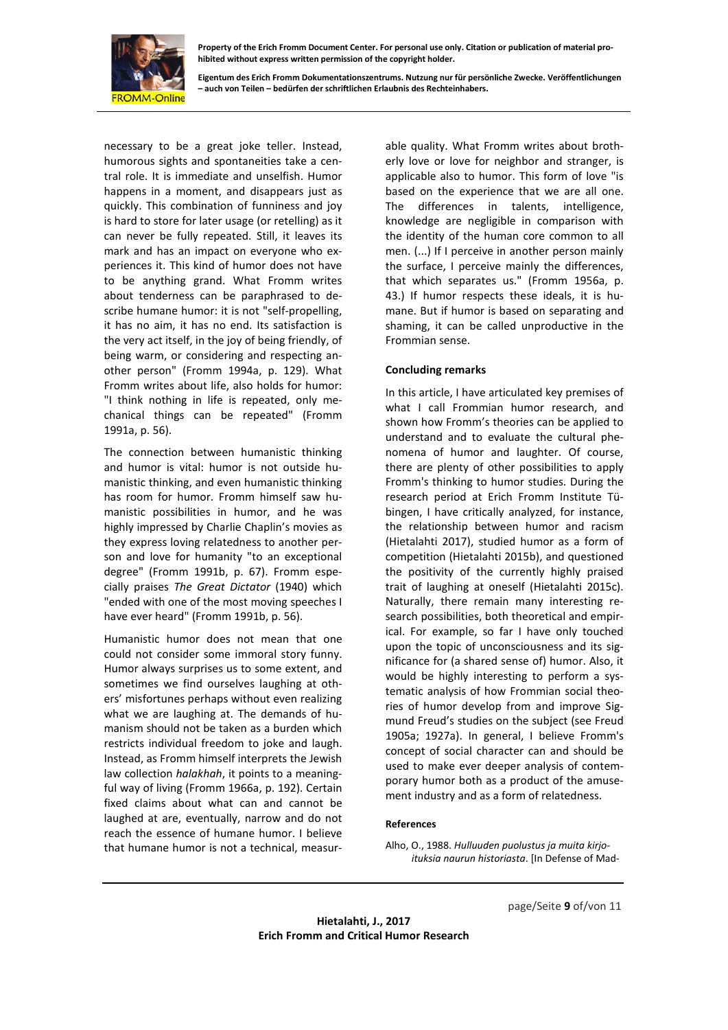necessary to be a great joke teller. Instead, humorous sights and spontaneities take a central role. It is immediate and unselfish. Humor happens in a moment, and disappears just as quickly. This combination of funniness and joy is hard to store for later usage (or retelling) as it can never be fully repeated. Still, it leaves its mark and has an impact on everyone who experiences it. This kind of humor does not have to be anything grand. What Fromm writes about tenderness can be paraphrased to describe humane humor: it is not "self-propelling, it has no aim, it has no end. Its satisfaction is the very act itself, in the joy of being friendly, of being warm, or considering and respecting another person" (Fromm 1994a, p. 129). What Fromm writes about life, also holds for humor: "I think nothing in life is repeated, only mechanical things can be repeated" (Fromm 1991a, p. 56).

The connection between humanistic thinking and humor is vital: humor is not outside humanistic thinking, and even humanistic thinking has room for humor. Fromm himself saw humanistic possibilities in humor, and he was highly impressed by Charlie Chaplin's movies as they express loving relatedness to another person and love for humanity "to an exceptional degree" (Fromm 1991b, p. 67). Fromm especially praises *The Great Dictator* (1940) which "ended with one of the most moving speeches I have ever heard" (Fromm 1991b, p. 56).

Humanistic humor does not mean that one could not consider some immoral story funny. Humor always surprises us to some extent, and sometimes we find ourselves laughing at others' misfortunes perhaps without even realizing what we are laughing at. The demands of humanism should not be taken as a burden which restricts individual freedom to joke and laugh. Instead, as Fromm himself interprets the Jewish law collection *halakhah*, it points to a meaningful way of living (Fromm 1966a, p. 192). Certain fixed claims about what can and cannot be laughed at are, eventually, narrow and do not reach the essence of humane humor. I believe that humane humor is not a technical, measurable quality. What Fromm writes about brotherly love or love for neighbor and stranger, is applicable also to humor. This form of love "is based on the experience that we are all one. The differences in talents, intelligence, knowledge are negligible in comparison with the identity of the human core common to all men. (...) If I perceive in another person mainly the surface, I perceive mainly the differences, that which separates us." (Fromm 1956a, p. 43.) If humor respects these ideals, it is humane. But if humor is based on separating and shaming, it can be called unproductive in the Frommian sense.

## Concluding remarks

In this article, I have articulated key premises of what I call Frommian humor research, and shown how Fromm's theories can be applied to understand and to evaluate the cultural phenomena of humor and laughter. Of course, there are plenty of other possibilities to apply Fromm's thinking to humor studies. During the research period at Erich Fromm Institute Tübingen, I have critically analyzed, for instance, the relationship between humor and racism (Hietalahti 2017), studied humor as a form of competition (Hietalahti 2015b), and questioned the positivity of the currently highly praised trait of laughing at oneself (Hietalahti 2015c). Naturally, there remain many interesting research possibilities, both theoretical and empirical. For example, so far I have only touched upon the topic of unconsciousness and its significance for (a shared sense of) humor. Also, it would be highly interesting to perform a systematic analysis of how Frommian social theories of humor develop from and improve Sigmund Freud's studies on the subject (see Freud 1905a; 1927a). In general, I believe Fromm's concept of social character can and should be used to make ever deeper analysis of contemporary humor both as a product of the amusement industry and as a form of relatedness.

### References

Alho, O., 1988. *Hulluuden puolustus ja muita kirjoituksia naurun historiasta*. [In Defense of Mad-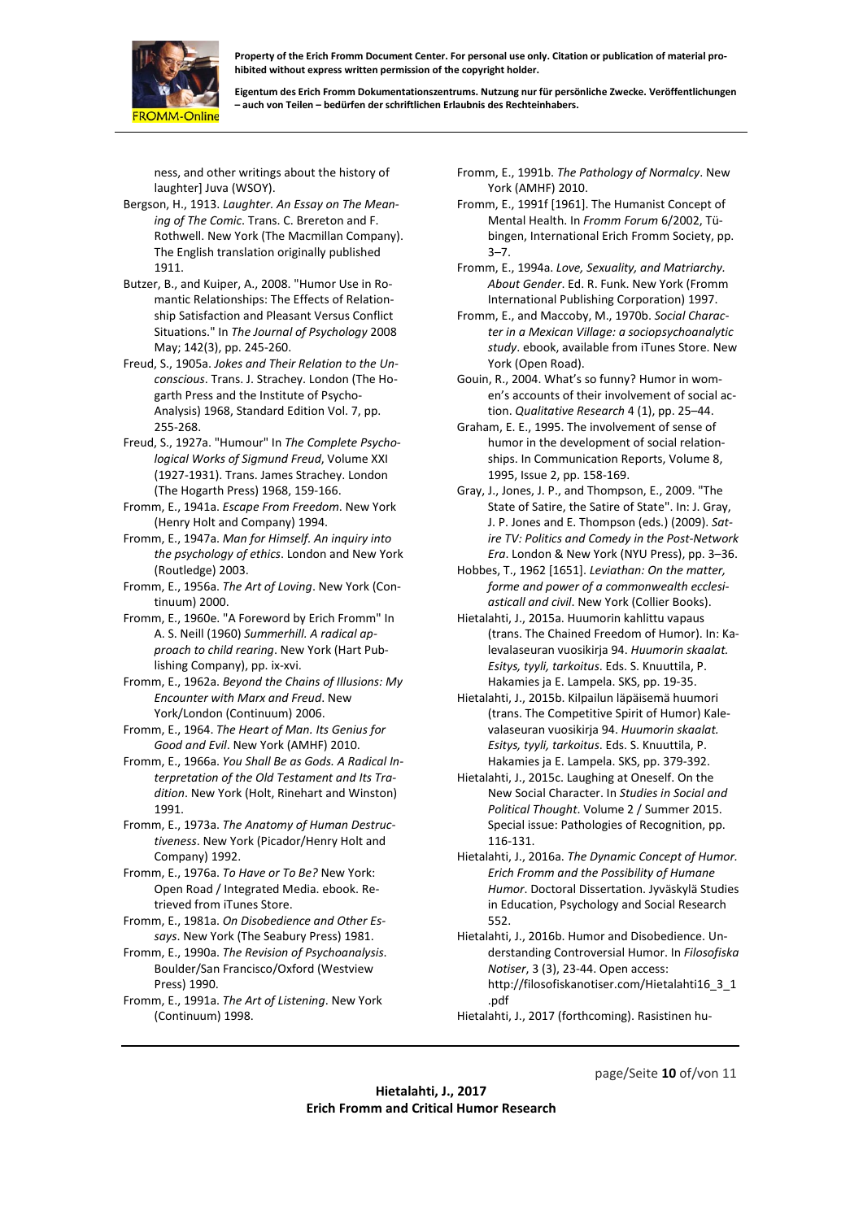ness, and other writings about the history of laughter] Juva (WSOY).

Bergson, H., 1913. *Laughter. An Essay on The Meaning of The Comic*. Trans. C. Brereton and F. Rothwell. New York (The Macmillan Company). The English translation originally published 1911.

Butzer, B., and Kuiper, A., 2008. "Humor Use in Romantic Relationships: The Effects of Relationship Satisfaction and Pleasant Versus Conflict Situations." In *The Journal of Psychology* 2008 May; 142(3), pp. 245-260.

Freud, S., 1905a. *Jokes and Their Relation to the Unconscious*. Trans. J. Strachey. London (The Hogarth Press and the Institute of Psycho-Analysis) 1968, Standard Edition Vol. 7, pp. 255-268.

Freud, S., 1927a. "Humour" In *The Complete Psychological Works of Sigmund Freud*, Volume XXI (1927-1931). Trans. James Strachey. London (The Hogarth Press) 1968, 159-166.

Fromm, E., 1941a. *Escape From Freedom*. New York (Henry Holt and Company) 1994.

Fromm, E., 1947a. *Man for Himself. An inquiry into the psychology of ethics*. London and New York (Routledge) 2003.

Fromm, E., 1956a. *The Art of Loving*. New York (Continuum) 2000.

Fromm, E., 1960e. "A Foreword by Erich Fromm" In A. S. Neill (1960) *Summerhill. A radical approach to child rearing*. New York (Hart Publishing Company), pp. ix-xvi.

Fromm, E., 1962a. *Beyond the Chains of Illusions: My Encounter with Marx and Freud*. New York/London (Continuum) 2006.

Fromm, E., 1964. *The Heart of Man. Its Genius for Good and Evil*. New York (AMHF) 2010.

Fromm, E., 1966a. *You Shall Be as Gods. A Radical Interpretation of the Old Testament and Its Tradition*. New York (Holt, Rinehart and Winston) 1991.

Fromm, E., 1973a. *The Anatomy of Human Destructiveness*. New York (Picador/Henry Holt and Company) 1992.

Fromm, E., 1976a. *To Have or To Be?* New York: Open Road / Integrated Media. ebook. Retrieved from iTunes Store.

Fromm, E., 1981a. *On Disobedience and Other Essays*. New York (The Seabury Press) 1981.

Fromm, E., 1990a. *The Revision of Psychoanalysis*. Boulder/San Francisco/Oxford (Westview Press) 1990.

Fromm, E., 1991a. *The Art of Listening*. New York (Continuum) 1998.

Fromm, E., 1991b. *The Pathology of Normalcy*. New York (AMHF) 2010.

Fromm, E., 1991f [1961]. The Humanist Concept of Mental Health. In *Fromm Forum* 6/2002, Tübingen, International Erich Fromm Society, pp. 3–7.

Fromm, E., 1994a. *Love, Sexuality, and Matriarchy. About Gender*. Ed. R. Funk. New York (Fromm International Publishing Corporation) 1997.

Fromm, E., and Maccoby, M., 1970b. *Social Character in a Mexican Village: a sociopsychoanalytic study*. ebook, available from iTunes Store. New York (Open Road).

Gouin, R., 2004. What's so funny? Humor in women's accounts of their involvement of social action. *Qualitative Research* 4 (1), pp. 25–44.

Graham, E. E., 1995. The involvement of sense of humor in the development of social relationships. In Communication Reports, Volume 8, 1995, Issue 2, pp. 158-169.

Gray, J., Jones, J. P., and Thompson, E., 2009. "The State of Satire, the Satire of State". In: J. Gray, J. P. Jones and E. Thompson (eds.) (2009). *Satire TV: Politics and Comedy in the Post-Network Era*. London & New York (NYU Press), pp. 3–36.

Hobbes, T., 1962 [1651]. *Leviathan: On the matter, forme and power of a commonwealth ecclesiasticall and civil*. New York (Collier Books).

Hietalahti, J., 2015a. Huumorin kahlittu vapaus (trans. The Chained Freedom of Humor). In: Kalevalaseuran vuosikirja 94. *Huumorin skaalat. Esitys, tyyli, tarkoitus*. Eds. S. Knuuttila, P. Hakamies ja E. Lampela. SKS, pp. 19-35.

Hietalahti, J., 2015b. Kilpailun läpäisemä huumori (trans. The Competitive Spirit of Humor) Kalevalaseuran vuosikirja 94. *Huumorin skaalat. Esitys, tyyli, tarkoitus*. Eds. S. Knuuttila, P. Hakamies ja E. Lampela. SKS, pp. 379-392.

Hietalahti, J., 2015c. Laughing at Oneself. On the New Social Character. In *Studies in Social and Political Thought*. Volume 2 / Summer 2015. Special issue: Pathologies of Recognition, pp. 116-131.

Hietalahti, J., 2016a. *The Dynamic Concept of Humor. Erich Fromm and the Possibility of Humane Humor*. Doctoral Dissertation. Jyväskylä Studies in Education, Psychology and Social Research 552.

Hietalahti, J., 2016b. Humor and Disobedience. Understanding Controversial Humor. In *Filosofiska Notiser*, 3 (3), 23-44. Open access: http://filosofiskanotiser.com/Hietalahti16_3_1.pdf

Hietalahti, J., 2017 (forthcoming). Rasistinen hu-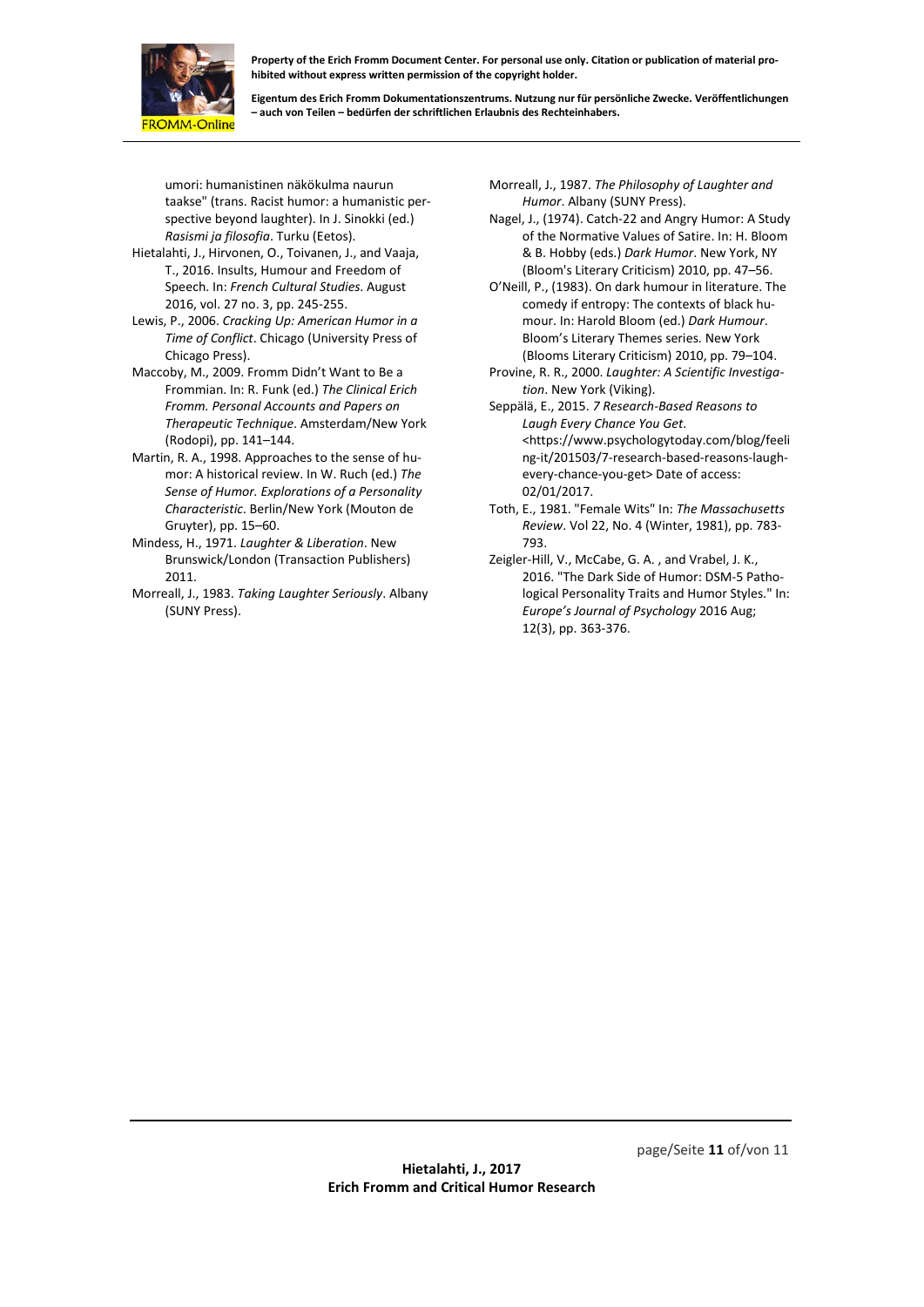umori: humanistinen näkökulma naurun taakse" (trans. Racist humor: a humanistic perspective beyond laughter). In J. Sinokki (ed.) *Rasismi ja filosofia*. Turku (Eetos).

Hietalahti, J., Hirvonen, O., Toivanen, J., and Vaaja, T., 2016. Insults, Humour and Freedom of Speech. In: *French Cultural Studies*. August 2016, vol. 27 no. 3, pp. 245-255.

Lewis, P., 2006. *Cracking Up: American Humor in a Time of Conflict*. Chicago (University Press of Chicago Press).

Maccoby, M., 2009. Fromm Didn't Want to Be a Frommian. In: R. Funk (ed.) *The Clinical Erich Fromm. Personal Accounts and Papers on Therapeutic Technique*. Amsterdam/New York (Rodopi), pp. 141–144.

Martin, R. A., 1998. Approaches to the sense of humor: A historical review. In W. Ruch (ed.) *The Sense of Humor. Explorations of a Personality Characteristic*. Berlin/New York (Mouton de Gruyter), pp. 15–60.

Mindess, H., 1971. *Laughter & Liberation*. New Brunswick/London (Transaction Publishers) 2011.

Morreall, J., 1983. *Taking Laughter Seriously*. Albany (SUNY Press).

Morreall, J., 1987. *The Philosophy of Laughter and Humor*. Albany (SUNY Press).

Nagel, J., (1974). Catch-22 and Angry Humor: A Study of the Normative Values of Satire. In: H. Bloom & B. Hobby (eds.) *Dark Humor*. New York, NY (Bloom's Literary Criticism) 2010, pp. 47–56.

O'Neill, P., (1983). On dark humour in literature. The comedy if entropy: The contexts of black humour. In: Harold Bloom (ed.) *Dark Humour*. Bloom's Literary Themes series. New York (Blooms Literary Criticism) 2010, pp. 79–104.

Provine, R. R., 2000. *Laughter: A Scientific Investigation*. New York (Viking).

Seppälä, E., 2015. *7 Research-Based Reasons to Laugh Every Chance You Get*. <https://www.psychologytoday.com/blog/feeling-it/201503/7-research-based-reasons-laugh-every-chance-you-get> Date of access: 02/01/2017.

Toth, E., 1981. "Female Wits" In: *The Massachusetts Review*. Vol 22, No. 4 (Winter, 1981), pp. 783-793.

Zeigler-Hill, V., McCabe, G. A. , and Vrabel, J. K., 2016. "The Dark Side of Humor: DSM-5 Pathological Personality Traits and Humor Styles." In: *Europe's Journal of Psychology* 2016 Aug; 12(3), pp. 363-376.